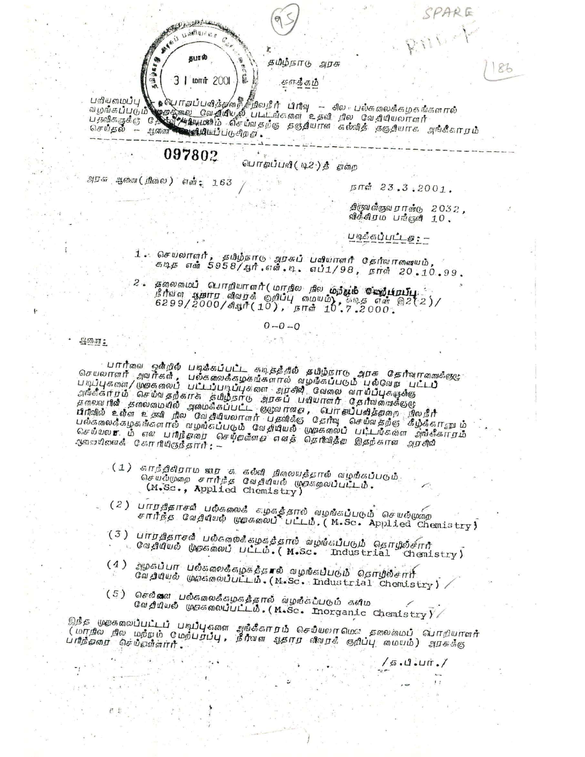தமிழ்நாடு அரசு

சுருக்கம்

பணியமைப்பு – பொதுப்பணித்துறை நிலநீர் பிரிவு – சில பல்கலைக்கழகங்களால் வழங்கப்படும் முதுநிலை வேதியியல் பட்டங்களை உதவி நில வேதியியலாளர் பதவிக்கு தேர்வு/நியமனம் செய்வதற்கு தகுதியான கல்வித் தகுதியாக அங்கீகாரம் செய்தல் – ஆணை வெளியிடப்படுகிறது.

---

097802

பொதுப்பணி(டி2)த் துறை

அரசு ஆணை(நிலை) எண்: 163 / நாள் 23.3.2001.

திருவள்ளுவராண்டு 2032,
விக்கிரம பங்குனி 10.

படிக்கப்பட்டது:-

1. செயலாளர், தமிழ்நாடு அரசுப் பணியாளர் தேர்வாணையம், கடித எண் 5958/ஆர்.என்.டி. எப்1/98, நாள் 20.10.99.
2. தலைமைப் பொறியாளர்(மாநில நில மற்றும் மேற்பரப்பு நீர்வள ஆதார விவரக் குறிப்பு மையம்), கடித எண் இ2(2)/ 6299/2000/கிஆர்(10), நாள் 10.7.2000.

0-0-0

ஆணை:

பார்வை ஒன்றில் படிக்கப்பட்ட கடிதத்தில் தமிழ்நாடு அரசு தேர்வாணைக்குழு செயலாளர் அவர்கள், பல்கலைக்கழகங்களால் வழங்கப்படும் பல்வேறு பட்டப் படிப்புகளை/முதுகலைப் பட்டப்படிப்புகளை அரசின் வேலை வாய்ப்புகளுக்கு அங்கீகாரம் செய்வதற்காக தமிழ்நாடு அரசுப் பணியாளர் தேர்வாணைக்குழு தலைவரின் தலைமையில் அமைக்கப்பட்ட குழுவானது, பொதுப்பணித்துறை நிலநீர் பிரிவில் உள்ள உதவி நில வேதியியலாளர் பதவிக்கு தேர்வு செய்வதற்கு கீழ்க்காணும் பல்கலைக்கழகங்களால் வழங்கப்படும் வேதியியல் முதுகலைப் பட்டங்களை அங்கீகாரம் செய்யலாம் என பரிந்துரை செய்துள்ளது எனத் தெரிவித்து இதற்கான அரசின் ஆணையினைக் கோரியிருந்தார்:-

(1) காந்திகிராம ஊரக கல்வி நிலையத்தால் வழங்கப்படும் செயல்முறை சார்ந்த வேதியியல் முதுகலைப்பட்டம். (M.Sc., Applied Chemistry)

(2) பாரதிதாசன் பல்கலைக் கழகத்தால் வழங்கப்படும் செயல்முறை சார்ந்த வேதியியல் முதுகலைப் பட்டம். (M.Sc. Applied Chemistry)

(3) பாரதிதாசன் பல்கலைக்கழகத்தால் வழங்கப்படும் தொழில்சார் வேதியியல் முதுகலைப் பட்டம். (M.Sc. Industrial Chemistry)

(4) அழகப்பா பல்கலைக்கழகத்தால் வழங்கப்படும் தொழில்சார் வேதியியல் முதுகலைப்பட்டம். (M.Sc. Industrial Chemistry)

(5) சென்னை பல்கலைக்கழகத்தால் வழங்கப்படும் கனிம வேதியியல் முதுகலைப்பட்டம். (M.Sc. Inorganic Chemistry)

இந்த முதுகலைப்பட்டப் படிப்புகளை அங்கீகாரம் செய்யலாமென தலைமைப் பொறியாளர் (மாநில நில மற்றும் மேற்பரப்பு, நீர்வள ஆதார விவரக் குறிப்பு மையம்) அரசுக்கு பரிந்துரை செய்துள்ளார்.

/த.பி.பா./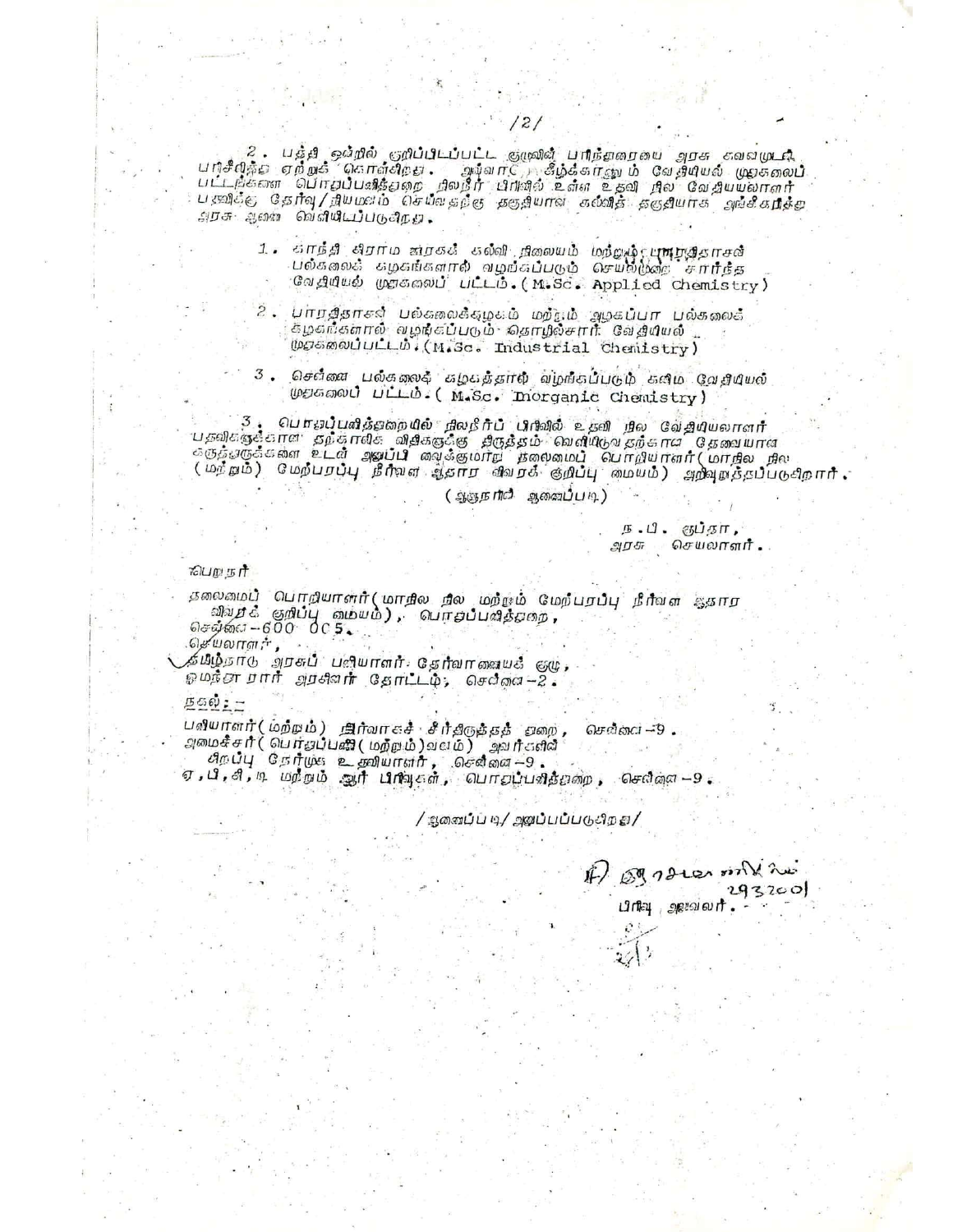2. பத்தி ஒன்றில் குறிப்பிடப்பட்ட குழுவின் பரிந்துரையை அரசு கவனமுடன் பரிசீலித்து ஏற்றுக் கொள்கிறது. அவ்வாறே, கீழ்க்காணும் வேதியியல் முதுகலைப் பட்டங்களை பொதுப்பணித்துறை நிலநீர் பிரிவில் உள்ள உதவி நில வேதியியலாளர் பதவிக்கு தேர்வு/நியமனம் செய்வதற்கு தகுதியான கல்வித் தகுதியாக அங்கீகரித்து அரசு ஆணை வெளியிடப்படுகிறது.

1. காந்தி கிராம ஊரகக் கல்வி நிலையம் மற்றும் பாரதிதாசன் பல்கலைக் கழகங்களால் வழங்கப்படும் செயல்முறை சார்ந்த வேதியியல் முதுகலைப் பட்டம். (M.Sc. Applied Chemistry)

2. பாரதிதாசன் பல்கலைக்கழகம் மற்றும் அழகப்பா பல்கலைக் கழகங்களால் வழங்கப்படும் தொழில்சார் வேதியியல் முதுகலைப்பட்டம். (M.Sc. Industrial Chemistry)

3. சென்னை பல்கலைக் கழகத்தால் வழங்கப்படும் கனிம வேதியியல் முதுகலைப் பட்டம். (M.Sc. Inorganic Chemistry)

3. பொதுப்பணித்துறையில் நிலநீர்ப் பிரிவில் உதவி நில வேதியியலாளர் பதவிகளுக்கான தற்காலிக விதிகளுக்கு திருத்தம் வெளியிடுவதற்கான தேவையான கருத்துருக்களை உடன் அனுப்பி வைக்குமாறு தலைமைப் பொறியாளர் (மாநில நில (மற்றும்) மேற்பரப்பு நீர்வள ஆதார விவரக் குறிப்பு மையம்) அறிவுறுத்தப்படுகிறார்.

(ஆளுநரின் ஆணைப்படி)

ந.பி. குப்தா,
அரசு செயலாளர்.

பெறுநர்

தலைமைப் பொறியாளர் (மாநில நில மற்றும் மேற்பரப்பு நீர்வள ஆதார விவரக் குறிப்பு மையம்), பொதுப்பணித்துறை,
சென்னை-600 005.
செயலாளர்,
தமிழ்நாடு அரசுப் பணியாளர் தேர்வாணையக் குழு,
ஓமந்தூரார் அரசினர் தோட்டம், சென்னை-2.

நகல்:-

பணியாளர் (மற்றும்) நிர்வாகச் சீர்திருத்தத் துறை, சென்னை-9.
அமைச்சர் (பொதுப்பணி (மற்றும்) வனம்) அவர்களின் சிறப்பு நேர்முக உதவியாளர், சென்னை-9.
ஏ, பி, சி, டி மற்றும் ஆர் பிரிவுகள், பொதுப்பணித்துறை, சென்னை-9.

/ஆணைப்படி/ அனுப்பப்படுகிறது/

29.3.2001
பிரிவு அலுவலர்.